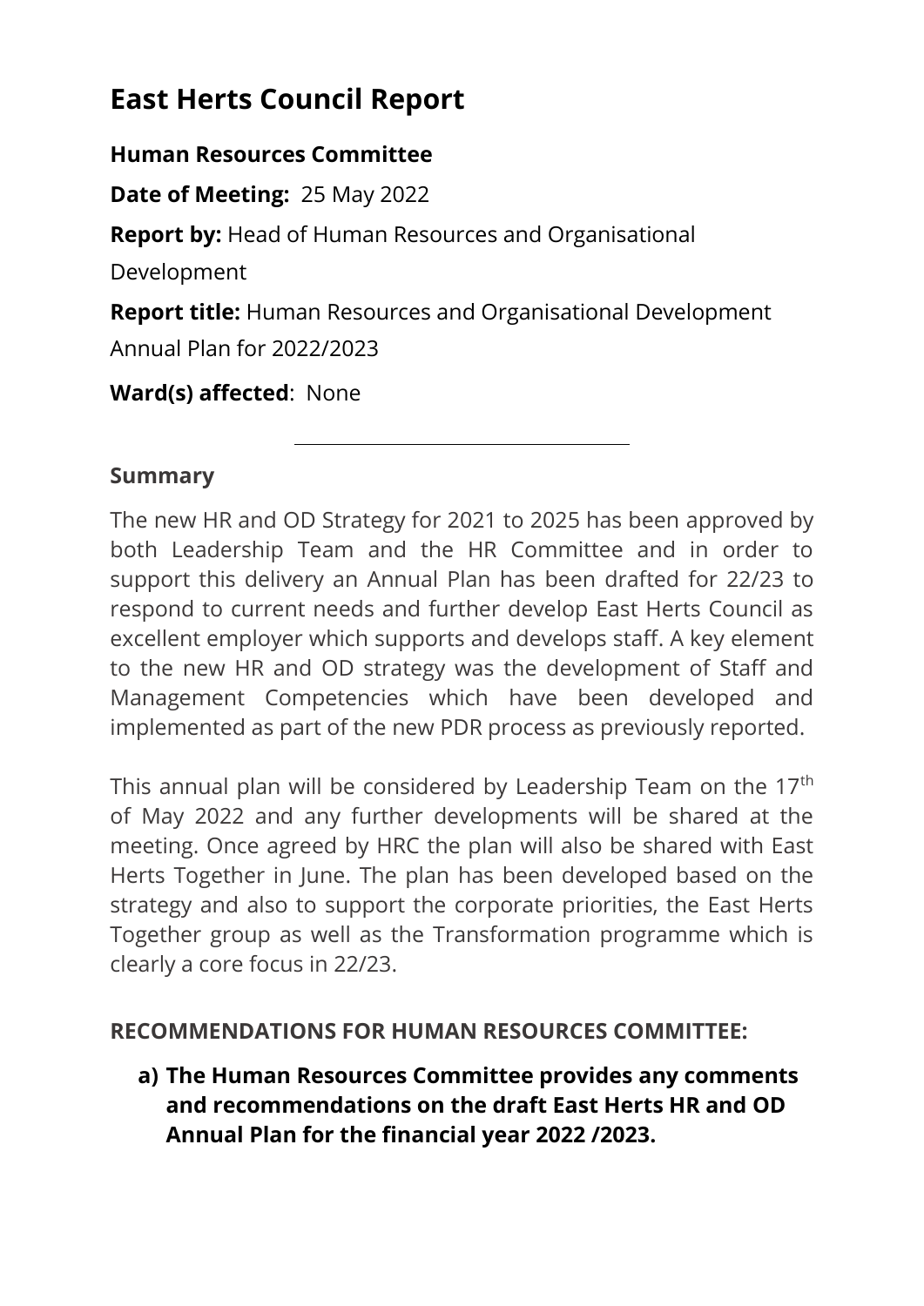# East Herts Council Report

**Human Resources Committee**

**Date of Meeting:** 25 May 2022

**Report by:** Head of Human Resources and Organisational Development

**Report title:** Human Resources and Organisational Development Annual Plan for 2022/2023

**Ward(s) affected**: None

---

## Summary

The new HR and OD Strategy for 2021 to 2025 has been approved by both Leadership Team and the HR Committee and in order to support this delivery an Annual Plan has been drafted for 22/23 to respond to current needs and further develop East Herts Council as excellent employer which supports and develops staff. A key element to the new HR and OD strategy was the development of Staff and Management Competencies which have been developed and implemented as part of the new PDR process as previously reported.

This annual plan will be considered by Leadership Team on the 17th of May 2022 and any further developments will be shared at the meeting. Once agreed by HRC the plan will also be shared with East Herts Together in June. The plan has been developed based on the strategy and also to support the corporate priorities, the East Herts Together group as well as the Transformation programme which is clearly a core focus in 22/23.

## RECOMMENDATIONS FOR HUMAN RESOURCES COMMITTEE:

**a) The Human Resources Committee provides any comments and recommendations on the draft East Herts HR and OD Annual Plan for the financial year 2022 /2023.**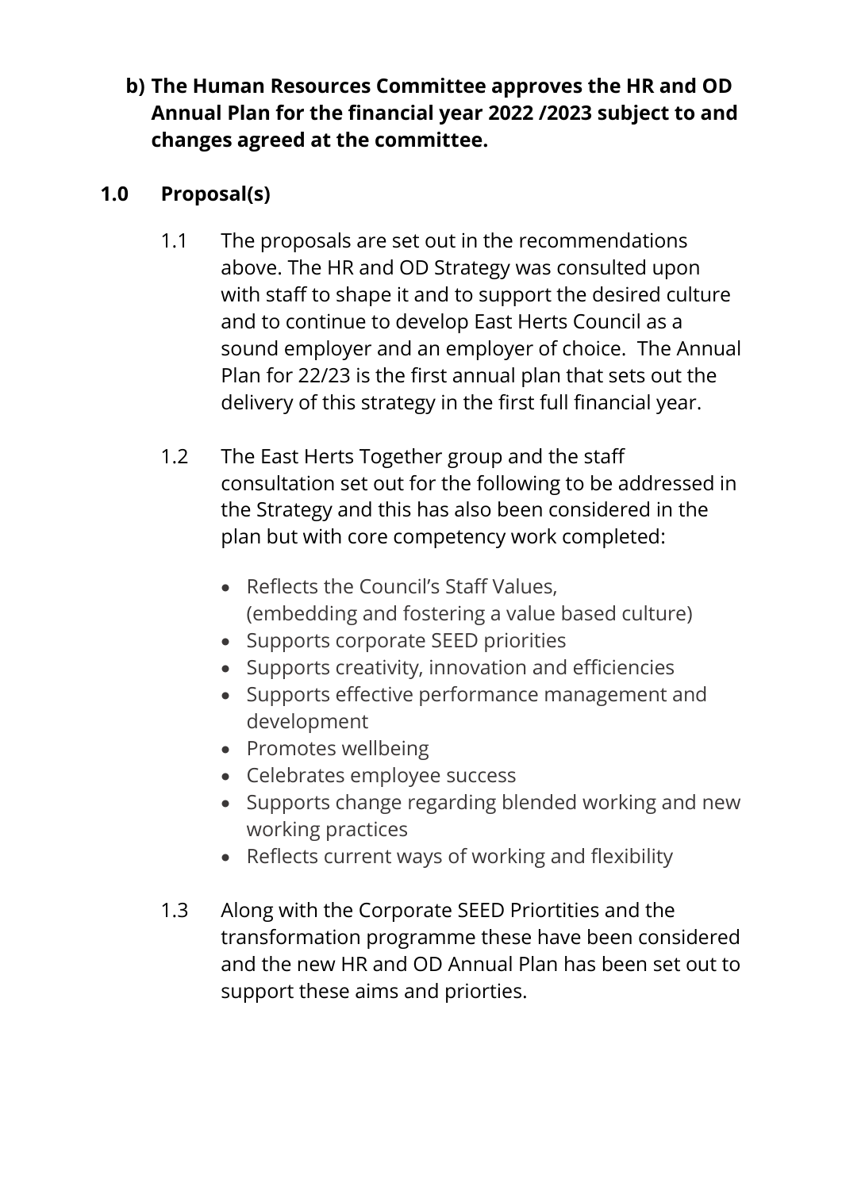**b) The Human Resources Committee approves the HR and OD Annual Plan for the financial year 2022 /2023 subject to and changes agreed at the committee.**

## 1.0 Proposal(s)

1.1 The proposals are set out in the recommendations above. The HR and OD Strategy was consulted upon with staff to shape it and to support the desired culture and to continue to develop East Herts Council as a sound employer and an employer of choice. The Annual Plan for 22/23 is the first annual plan that sets out the delivery of this strategy in the first full financial year.

1.2 The East Herts Together group and the staff consultation set out for the following to be addressed in the Strategy and this has also been considered in the plan but with core competency work completed:

- Reflects the Council's Staff Values, (embedding and fostering a value based culture)
- Supports corporate SEED priorities
- Supports creativity, innovation and efficiencies
- Supports effective performance management and development
- Promotes wellbeing
- Celebrates employee success
- Supports change regarding blended working and new working practices
- Reflects current ways of working and flexibility

1.3 Along with the Corporate SEED Priortities and the transformation programme these have been considered and the new HR and OD Annual Plan has been set out to support these aims and priorties.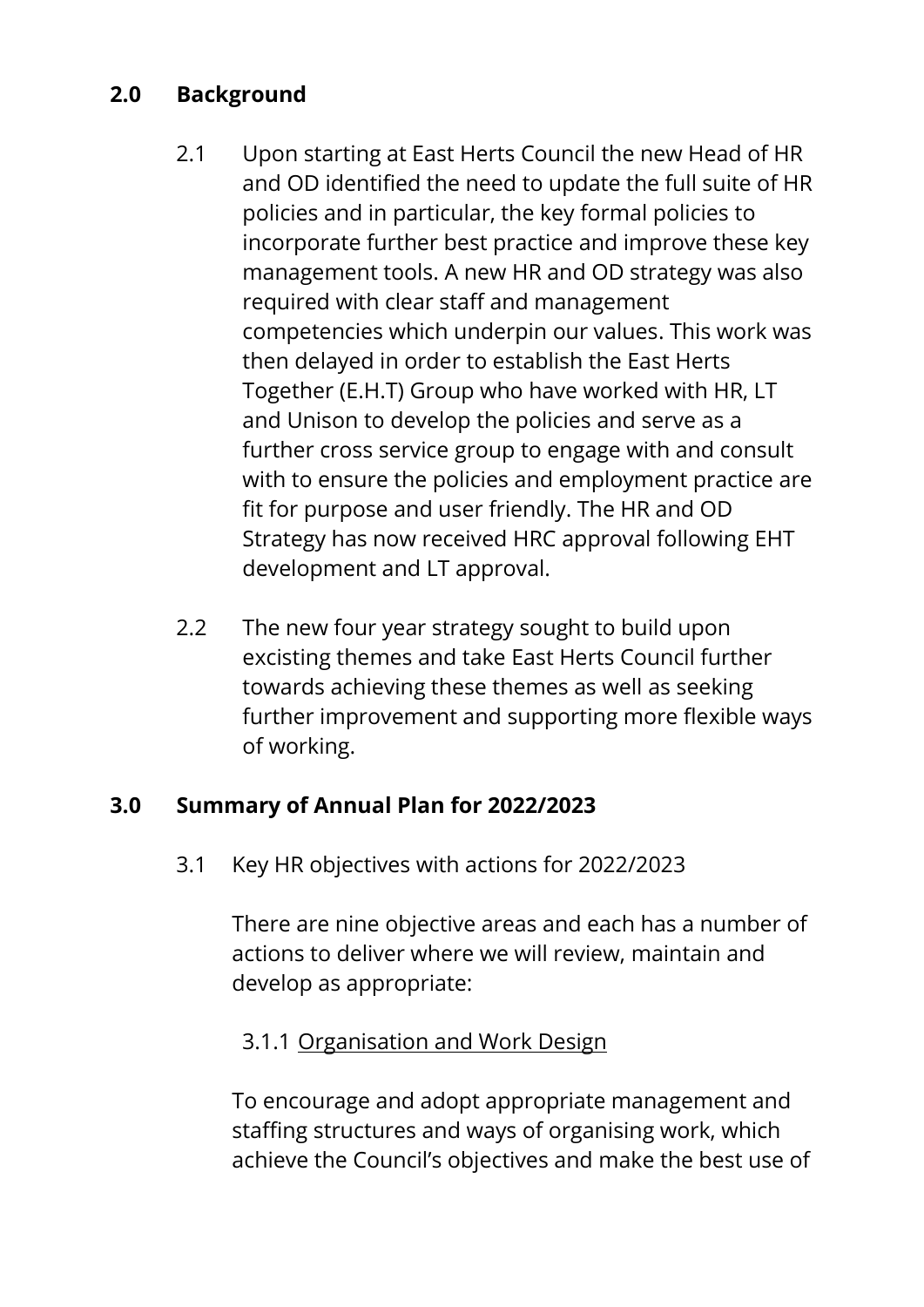## 2.0 Background

2.1 Upon starting at East Herts Council the new Head of HR and OD identified the need to update the full suite of HR policies and in particular, the key formal policies to incorporate further best practice and improve these key management tools. A new HR and OD strategy was also required with clear staff and management competencies which underpin our values. This work was then delayed in order to establish the East Herts Together (E.H.T) Group who have worked with HR, LT and Unison to develop the policies and serve as a further cross service group to engage with and consult with to ensure the policies and employment practice are fit for purpose and user friendly. The HR and OD Strategy has now received HRC approval following EHT development and LT approval.

2.2 The new four year strategy sought to build upon excisting themes and take East Herts Council further towards achieving these themes as well as seeking further improvement and supporting more flexible ways of working.

## 3.0 Summary of Annual Plan for 2022/2023

3.1 Key HR objectives with actions for 2022/2023

There are nine objective areas and each has a number of actions to deliver where we will review, maintain and develop as appropriate:

3.1.1 <u>Organisation and Work Design</u>

To encourage and adopt appropriate management and staffing structures and ways of organising work, which achieve the Council's objectives and make the best use of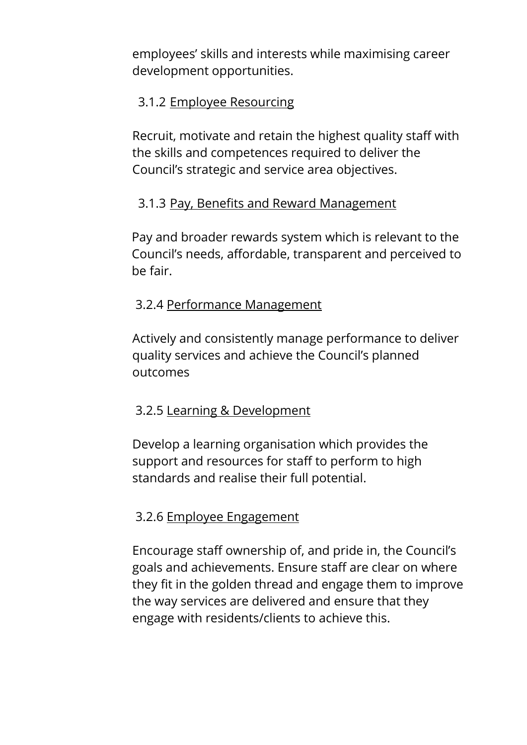employees' skills and interests while maximising career development opportunities.

3.1.2 <u>Employee Resourcing</u>

Recruit, motivate and retain the highest quality staff with the skills and competences required to deliver the Council's strategic and service area objectives.

3.1.3 <u>Pay, Benefits and Reward Management</u>

Pay and broader rewards system which is relevant to the Council's needs, affordable, transparent and perceived to be fair.

3.2.4 <u>Performance Management</u>

Actively and consistently manage performance to deliver quality services and achieve the Council's planned outcomes

3.2.5 <u>Learning & Development</u>

Develop a learning organisation which provides the support and resources for staff to perform to high standards and realise their full potential.

3.2.6 <u>Employee Engagement</u>

Encourage staff ownership of, and pride in, the Council's goals and achievements. Ensure staff are clear on where they fit in the golden thread and engage them to improve the way services are delivered and ensure that they engage with residents/clients to achieve this.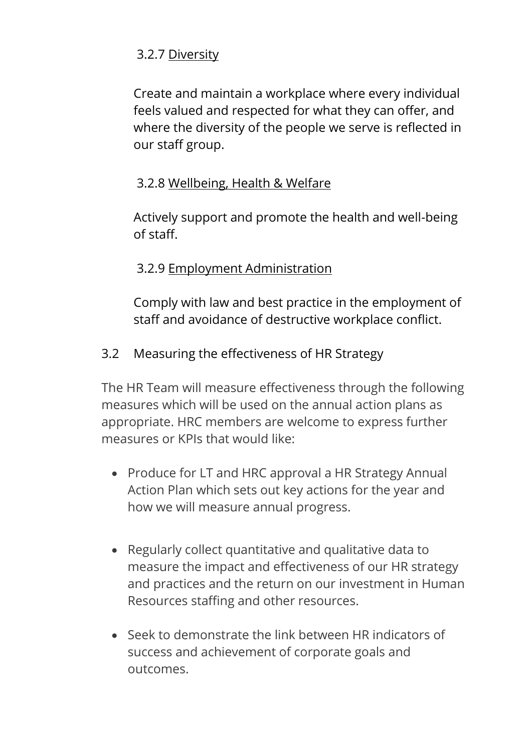#### 3.2.7 <u>Diversity</u>

Create and maintain a workplace where every individual feels valued and respected for what they can offer, and where the diversity of the people we serve is reflected in our staff group.

#### 3.2.8 <u>Wellbeing, Health & Welfare</u>

Actively support and promote the health and well-being of staff.

#### 3.2.9 <u>Employment Administration</u>

Comply with law and best practice in the employment of staff and avoidance of destructive workplace conflict.

### 3.2 Measuring the effectiveness of HR Strategy

The HR Team will measure effectiveness through the following measures which will be used on the annual action plans as appropriate. HRC members are welcome to express further measures or KPIs that would like:

- Produce for LT and HRC approval a HR Strategy Annual Action Plan which sets out key actions for the year and how we will measure annual progress.

- Regularly collect quantitative and qualitative data to measure the impact and effectiveness of our HR strategy and practices and the return on our investment in Human Resources staffing and other resources.

- Seek to demonstrate the link between HR indicators of success and achievement of corporate goals and outcomes.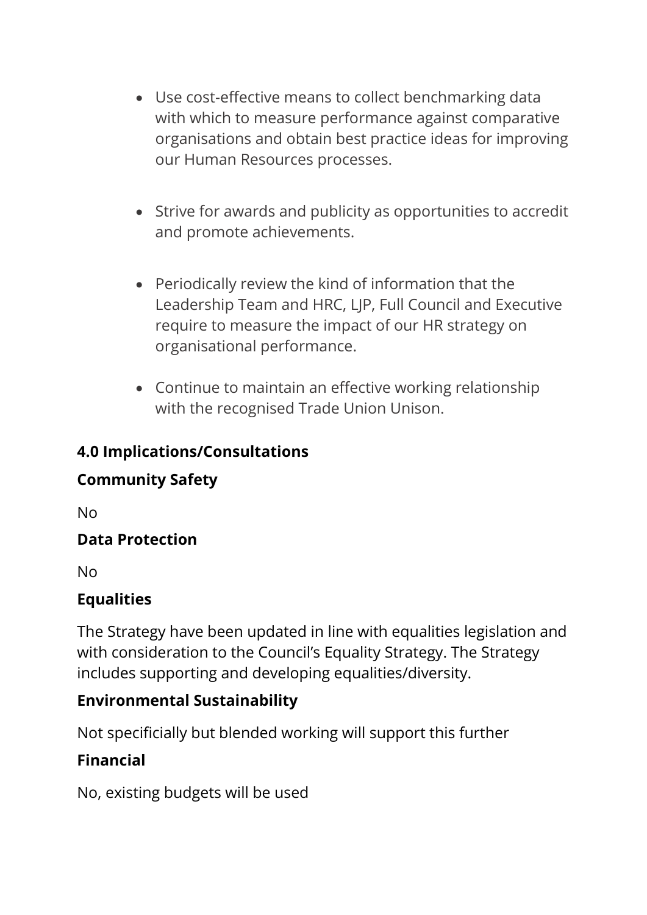- Use cost-effective means to collect benchmarking data with which to measure performance against comparative organisations and obtain best practice ideas for improving our Human Resources processes.

- Strive for awards and publicity as opportunities to accredit and promote achievements.

- Periodically review the kind of information that the Leadership Team and HRC, LJP, Full Council and Executive require to measure the impact of our HR strategy on organisational performance.

- Continue to maintain an effective working relationship with the recognised Trade Union Unison.

## 4.0 Implications/Consultations

### Community Safety

No

### Data Protection

No

### Equalities

The Strategy have been updated in line with equalities legislation and with consideration to the Council's Equality Strategy. The Strategy includes supporting and developing equalities/diversity.

### Environmental Sustainability

Not specificially but blended working will support this further

### Financial

No, existing budgets will be used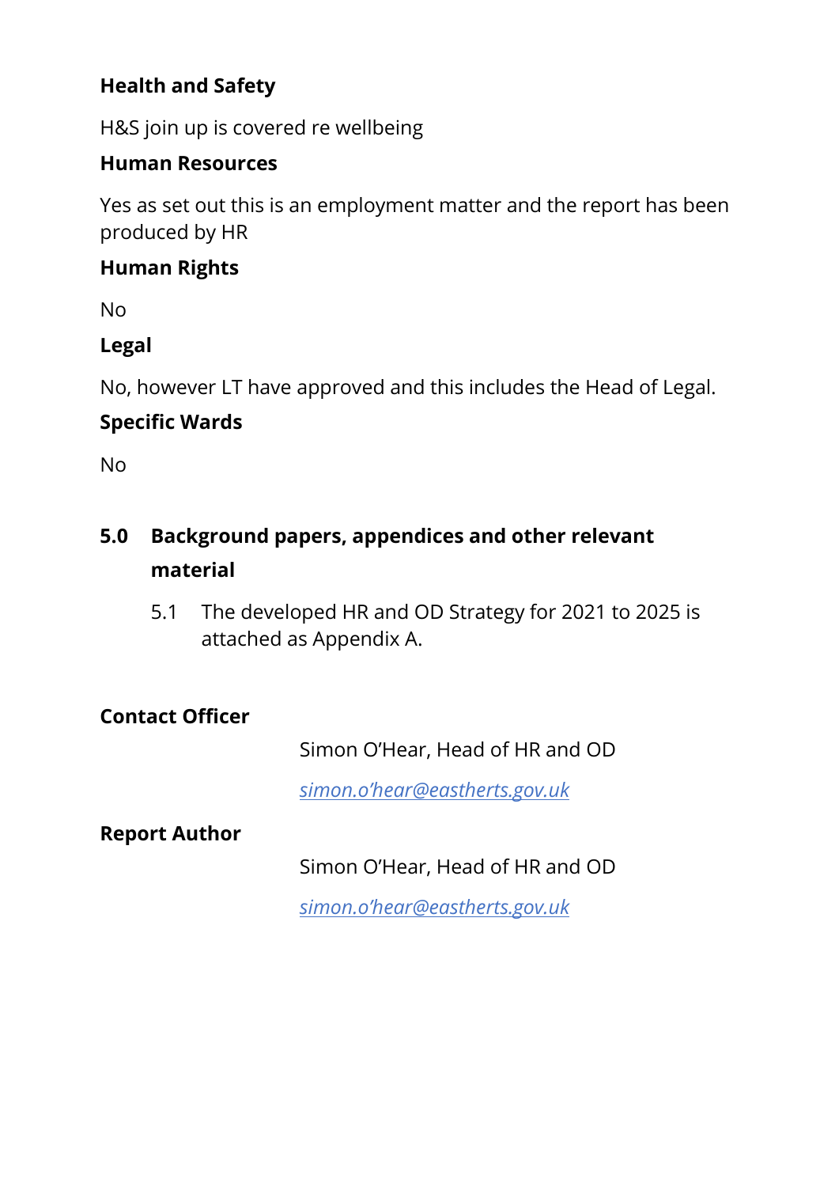**Health and Safety**

H&S join up is covered re wellbeing

**Human Resources**

Yes as set out this is an employment matter and the report has been produced by HR

**Human Rights**

No

**Legal**

No, however LT have approved and this includes the Head of Legal.

**Specific Wards**

No

## 5.0 Background papers, appendices and other relevant material

5.1 The developed HR and OD Strategy for 2021 to 2025 is attached as Appendix A.

**Contact Officer**

Simon O'Hear, Head of HR and OD

*simon.o'hear@eastherts.gov.uk*

**Report Author**

Simon O'Hear, Head of HR and OD

*simon.o'hear@eastherts.gov.uk*